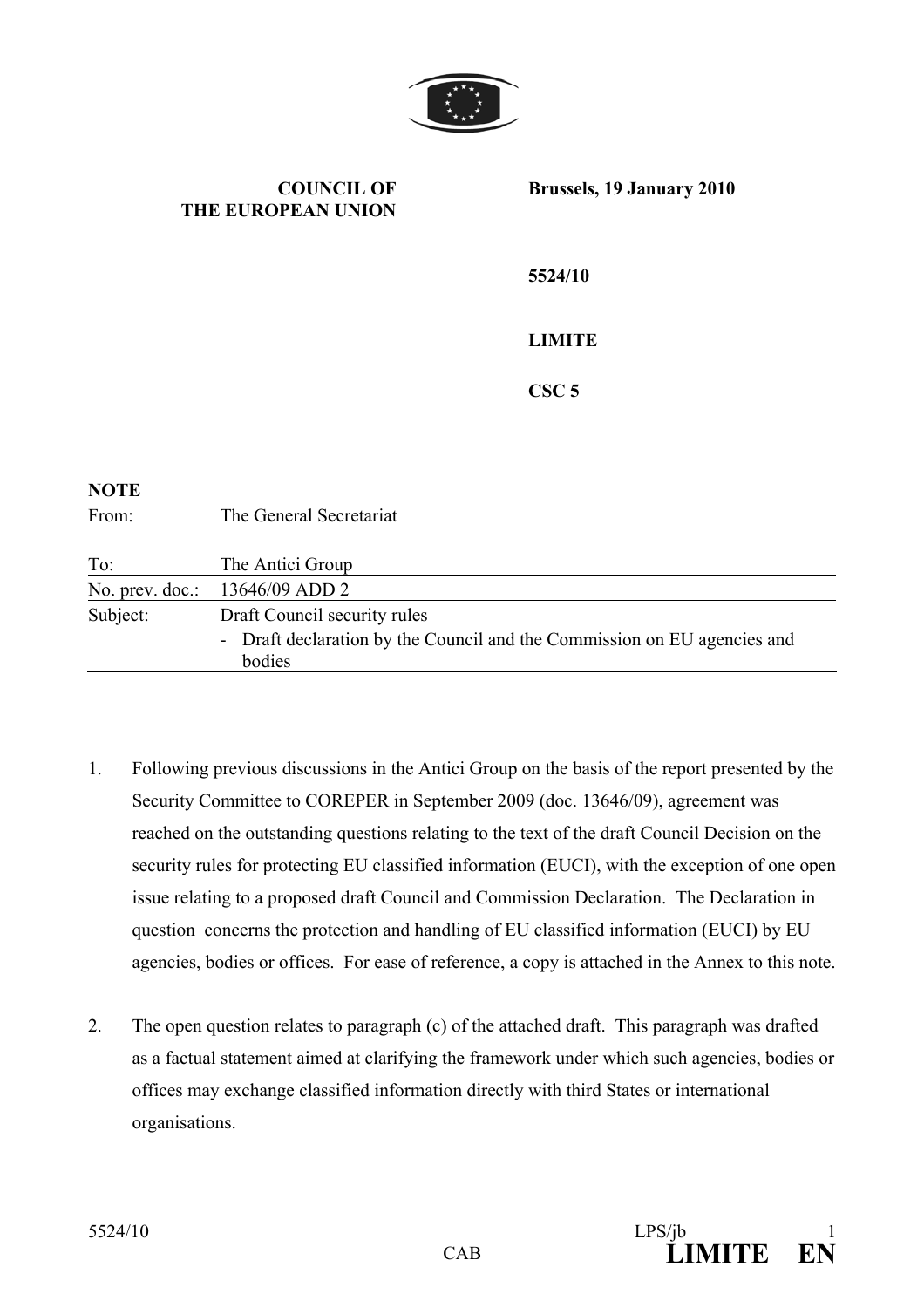**COUNCIL OF THE EUROPEAN UNION**

**Brussels, 19 January 2010**

**5524/10**

**LIMITE**

**CSC 5**

**NOTE**

| | |
|---|---|
| From: | The General Secretariat |
| To: | The Antici Group |
| No. prev. doc.: | 13646/09 ADD 2 |
| Subject: | Draft Council security rules<br>- Draft declaration by the Council and the Commission on EU agencies and bodies |

1. Following previous discussions in the Antici Group on the basis of the report presented by the Security Committee to COREPER in September 2009 (doc. 13646/09), agreement was reached on the outstanding questions relating to the text of the draft Council Decision on the security rules for protecting EU classified information (EUCI), with the exception of one open issue relating to a proposed draft Council and Commission Declaration. The Declaration in question concerns the protection and handling of EU classified information (EUCI) by EU agencies, bodies or offices. For ease of reference, a copy is attached in the Annex to this note.

2. The open question relates to paragraph (c) of the attached draft. This paragraph was drafted as a factual statement aimed at clarifying the framework under which such agencies, bodies or offices may exchange classified information directly with third States or international organisations.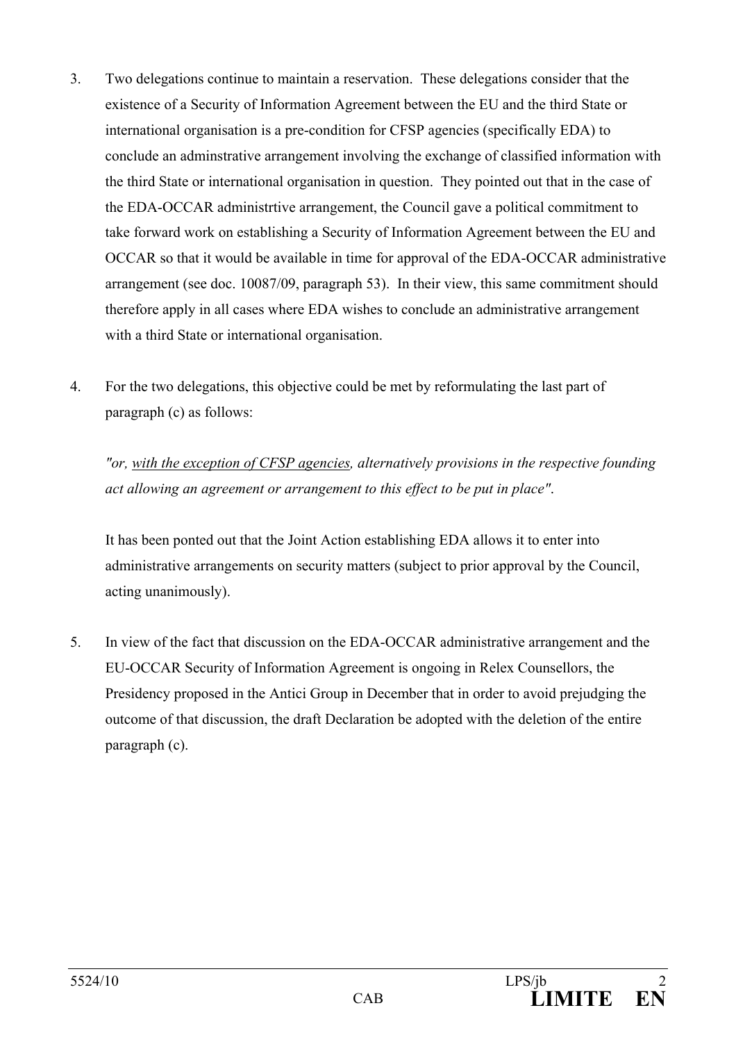3. Two delegations continue to maintain a reservation. These delegations consider that the existence of a Security of Information Agreement between the EU and the third State or international organisation is a pre-condition for CFSP agencies (specifically EDA) to conclude an adminstrative arrangement involving the exchange of classified information with the third State or international organisation in question. They pointed out that in the case of the EDA-OCCAR administrtive arrangement, the Council gave a political commitment to take forward work on establishing a Security of Information Agreement between the EU and OCCAR so that it would be available in time for approval of the EDA-OCCAR administrative arrangement (see doc. 10087/09, paragraph 53). In their view, this same commitment should therefore apply in all cases where EDA wishes to conclude an administrative arrangement with a third State or international organisation.

4. For the two delegations, this objective could be met by reformulating the last part of paragraph (c) as follows:

   *"or, <u>with the exception of CFSP agencies</u>, alternatively provisions in the respective founding act allowing an agreement or arrangement to this effect to be put in place".*

   It has been ponted out that the Joint Action establishing EDA allows it to enter into administrative arrangements on security matters (subject to prior approval by the Council, acting unanimously).

5. In view of the fact that discussion on the EDA-OCCAR administrative arrangement and the EU-OCCAR Security of Information Agreement is ongoing in Relex Counsellors, the Presidency proposed in the Antici Group in December that in order to avoid prejudging the outcome of that discussion, the draft Declaration be adopted with the deletion of the entire paragraph (c).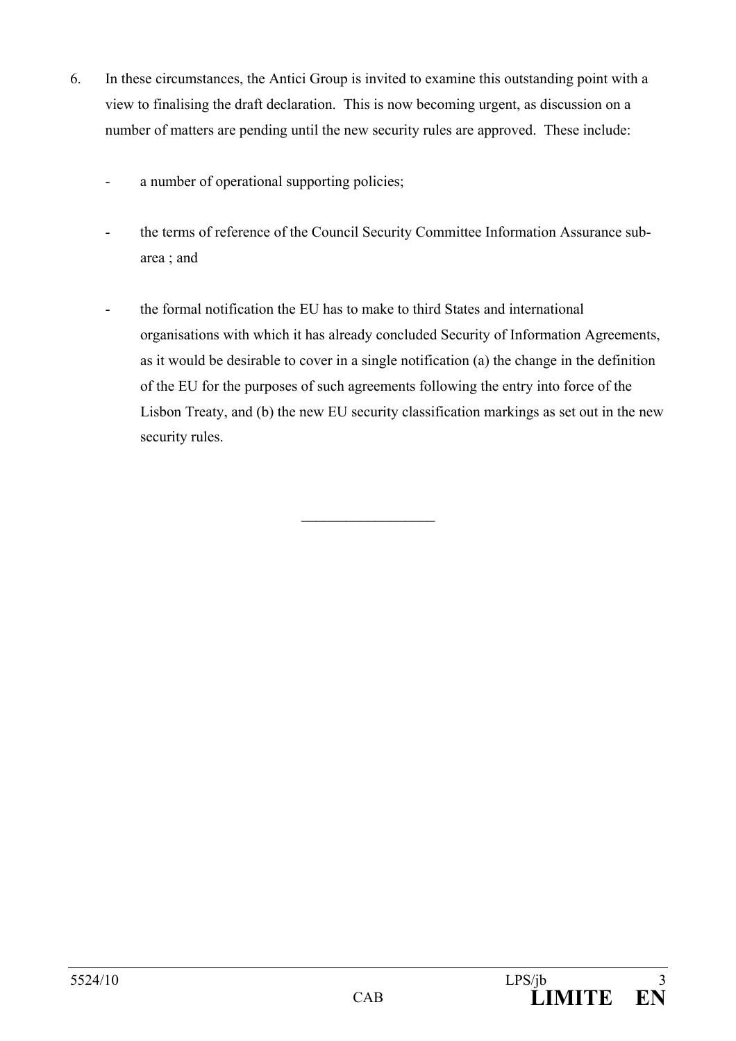6. In these circumstances, the Antici Group is invited to examine this outstanding point with a view to finalising the draft declaration. This is now becoming urgent, as discussion on a number of matters are pending until the new security rules are approved. These include:

   - a number of operational supporting policies;

   - the terms of reference of the Council Security Committee Information Assurance sub-area ; and

   - the formal notification the EU has to make to third States and international organisations with which it has already concluded Security of Information Agreements, as it would be desirable to cover in a single notification (a) the change in the definition of the EU for the purposes of such agreements following the entry into force of the Lisbon Treaty, and (b) the new EU security classification markings as set out in the new security rules.

---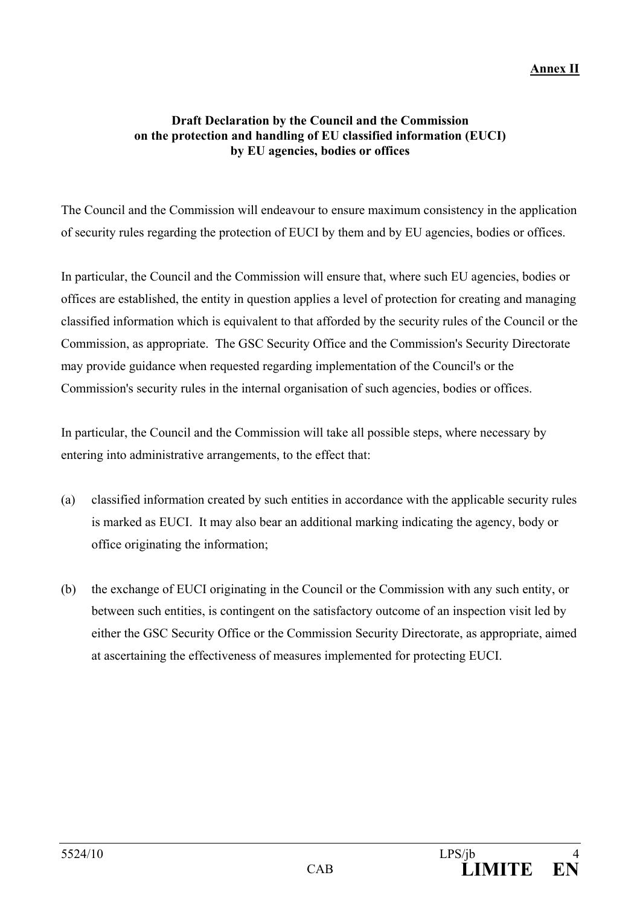**Annex II**

**Draft Declaration by the Council and the Commission on the protection and handling of EU classified information (EUCI) by EU agencies, bodies or offices**

The Council and the Commission will endeavour to ensure maximum consistency in the application of security rules regarding the protection of EUCI by them and by EU agencies, bodies or offices.

In particular, the Council and the Commission will ensure that, where such EU agencies, bodies or offices are established, the entity in question applies a level of protection for creating and managing classified information which is equivalent to that afforded by the security rules of the Council or the Commission, as appropriate. The GSC Security Office and the Commission's Security Directorate may provide guidance when requested regarding implementation of the Council's or the Commission's security rules in the internal organisation of such agencies, bodies or offices.

In particular, the Council and the Commission will take all possible steps, where necessary by entering into administrative arrangements, to the effect that:

(a) classified information created by such entities in accordance with the applicable security rules is marked as EUCI. It may also bear an additional marking indicating the agency, body or office originating the information;

(b) the exchange of EUCI originating in the Council or the Commission with any such entity, or between such entities, is contingent on the satisfactory outcome of an inspection visit led by either the GSC Security Office or the Commission Security Directorate, as appropriate, aimed at ascertaining the effectiveness of measures implemented for protecting EUCI.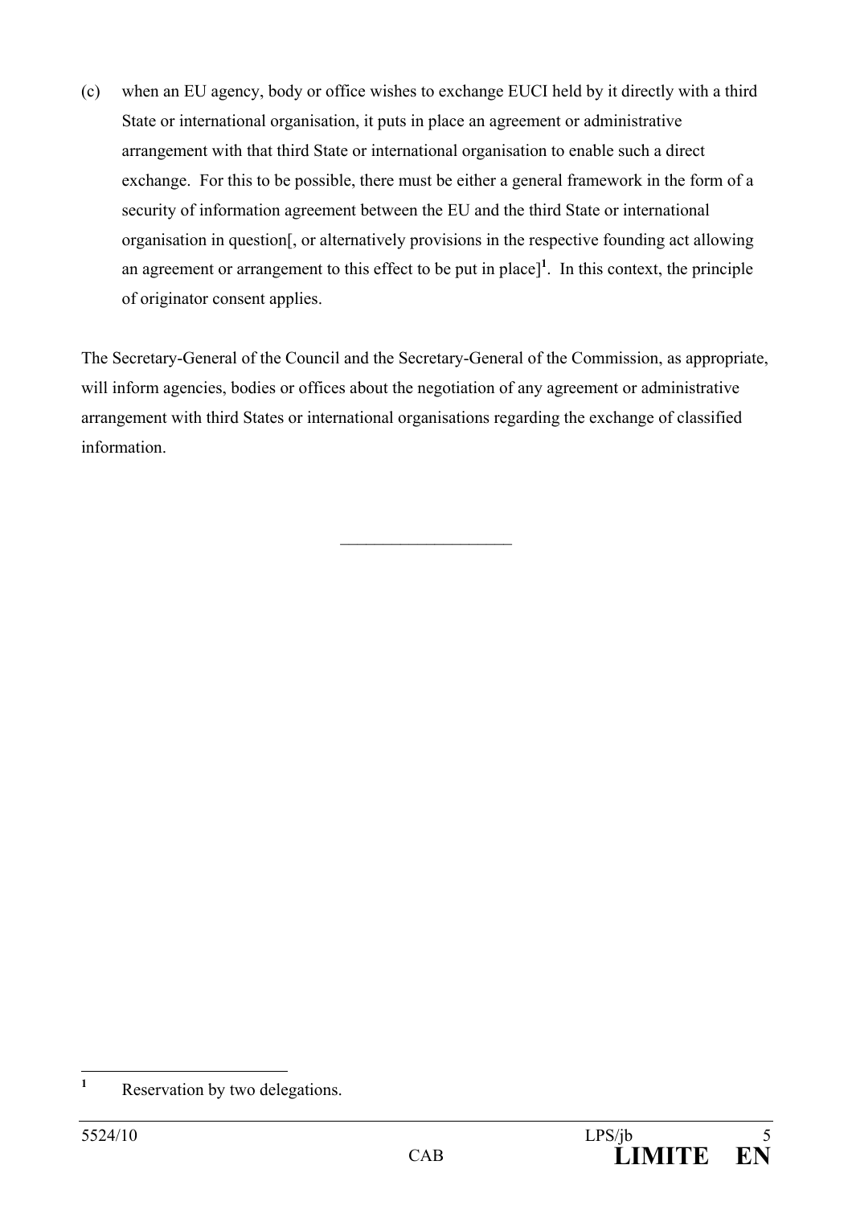(c) when an EU agency, body or office wishes to exchange EUCI held by it directly with a third State or international organisation, it puts in place an agreement or administrative arrangement with that third State or international organisation to enable such a direct exchange. For this to be possible, there must be either a general framework in the form of a security of information agreement between the EU and the third State or international organisation in question[, or alternatively provisions in the respective founding act allowing an agreement or arrangement to this effect to be put in place][1]. In this context, the principle of originator consent applies.

The Secretary-General of the Council and the Secretary-General of the Commission, as appropriate, will inform agencies, bodies or offices about the negotiation of any agreement or administrative arrangement with third States or international organisations regarding the exchange of classified information.

---

[1] Reservation by two delegations.